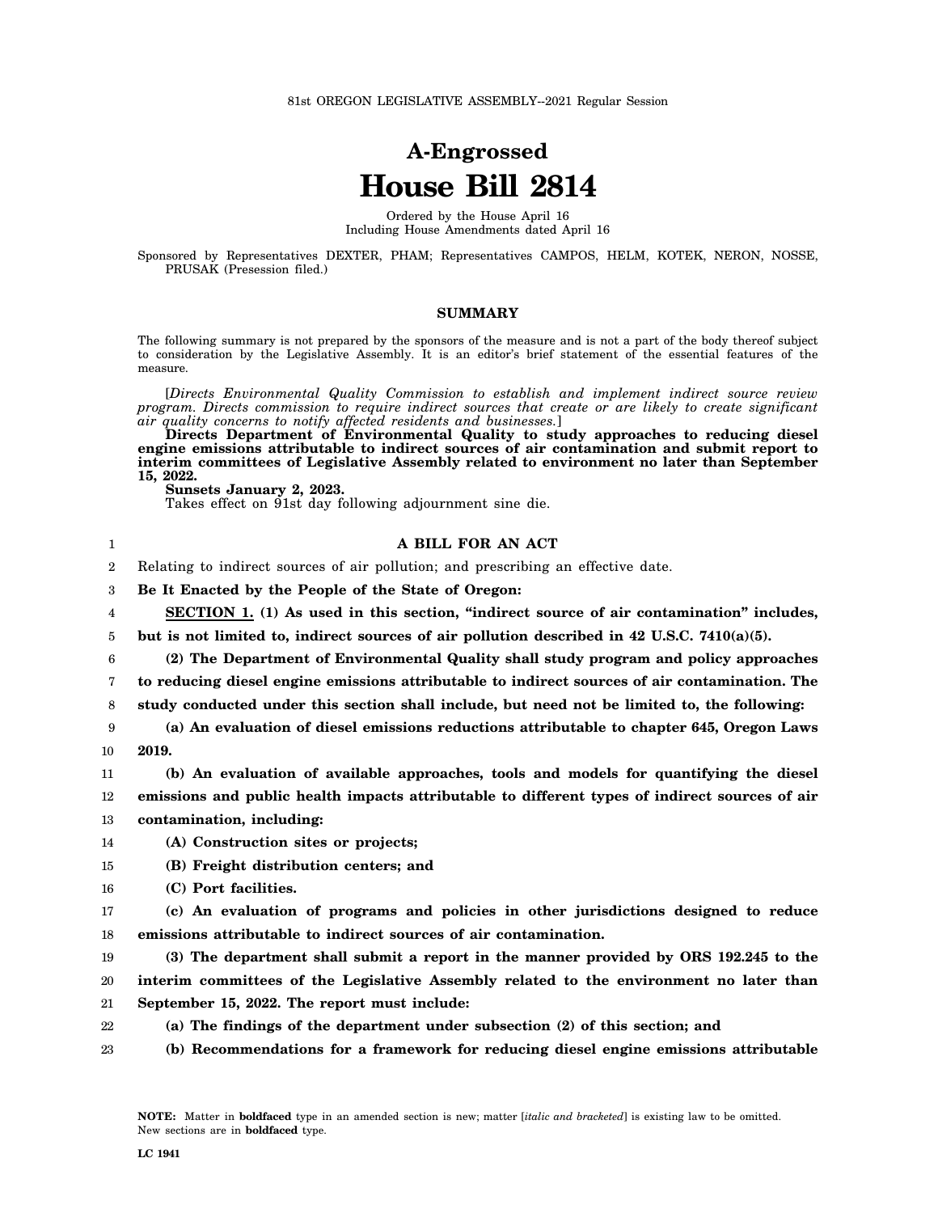81st OREGON LEGISLATIVE ASSEMBLY--2021 Regular Session

# A-Engrossed
# House Bill 2814

Ordered by the House April 16
Including House Amendments dated April 16

Sponsored by Representatives DEXTER, PHAM; Representatives CAMPOS, HELM, KOTEK, NERON, NOSSE, PRUSAK (Presession filed.)

## SUMMARY

The following summary is not prepared by the sponsors of the measure and is not a part of the body thereof subject to consideration by the Legislative Assembly. It is an editor's brief statement of the essential features of the measure.

[*Directs Environmental Quality Commission to establish and implement indirect source review program. Directs commission to require indirect sources that create or are likely to create significant air quality concerns to notify affected residents and businesses.*]

**Directs Department of Environmental Quality to study approaches to reducing diesel engine emissions attributable to indirect sources of air contamination and submit report to interim committees of Legislative Assembly related to environment no later than September 15, 2022.**

**Sunsets January 2, 2023.**

Takes effect on 91st day following adjournment sine die.

**A BILL FOR AN ACT**

Relating to indirect sources of air pollution; and prescribing an effective date.

**Be It Enacted by the People of the State of Oregon:**

**SECTION 1. (1) As used in this section, "indirect source of air contamination" includes, but is not limited to, indirect sources of air pollution described in 42 U.S.C. 7410(a)(5).**

**(2) The Department of Environmental Quality shall study program and policy approaches to reducing diesel engine emissions attributable to indirect sources of air contamination. The study conducted under this section shall include, but need not be limited to, the following:**

**(a) An evaluation of diesel emissions reductions attributable to chapter 645, Oregon Laws 2019.**

**(b) An evaluation of available approaches, tools and models for quantifying the diesel emissions and public health impacts attributable to different types of indirect sources of air contamination, including:**

**(A) Construction sites or projects;**

**(B) Freight distribution centers; and**

**(C) Port facilities.**

**(c) An evaluation of programs and policies in other jurisdictions designed to reduce emissions attributable to indirect sources of air contamination.**

**(3) The department shall submit a report in the manner provided by ORS 192.245 to the interim committees of the Legislative Assembly related to the environment no later than September 15, 2022. The report must include:**

**(a) The findings of the department under subsection (2) of this section; and**

**(b) Recommendations for a framework for reducing diesel engine emissions attributable**

**NOTE:** Matter in **boldfaced** type in an amended section is new; matter [*italic and bracketed*] is existing law to be omitted. New sections are in **boldfaced** type.

LC 1941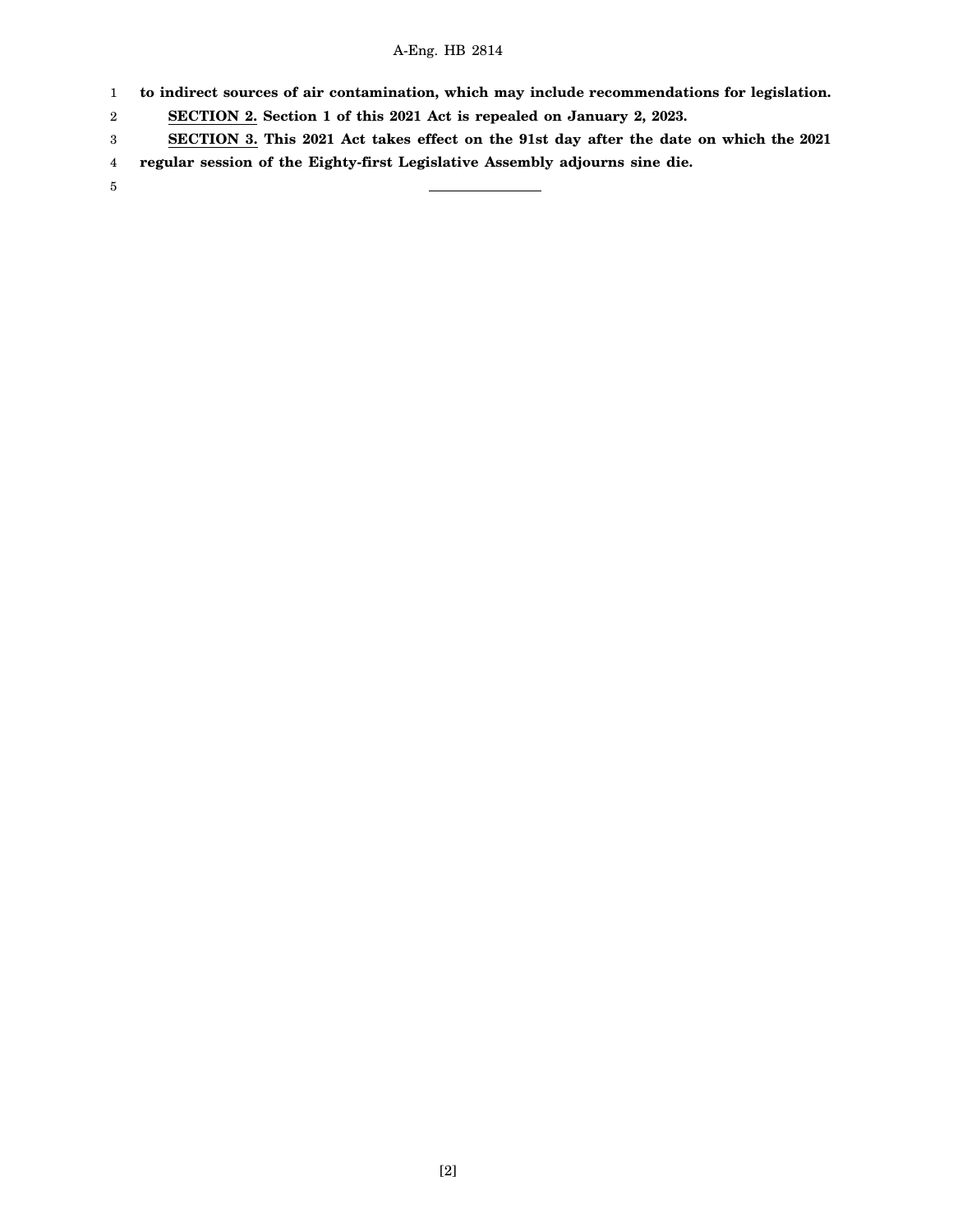**to indirect sources of air contamination, which may include recommendations for legislation.**

**SECTION 2. Section 1 of this 2021 Act is repealed on January 2, 2023.**

**SECTION 3. This 2021 Act takes effect on the 91st day after the date on which the 2021 regular session of the Eighty-first Legislative Assembly adjourns sine die.**